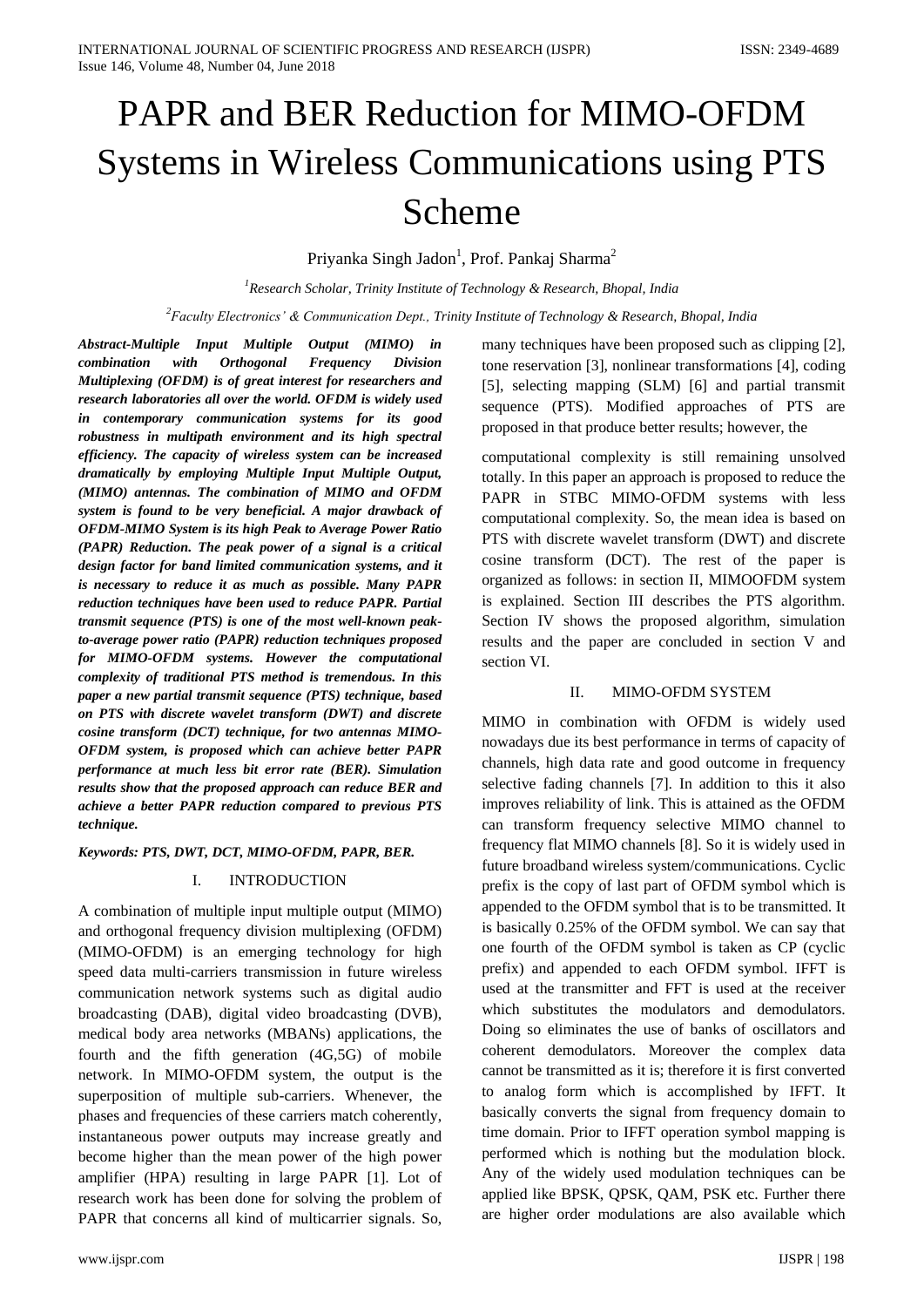# PAPR and BER Reduction for MIMO-OFDM Systems in Wireless Communications using PTS Scheme

Priyanka Singh Jadon[1], Prof. Pankaj Sharma[2]

[1]Research Scholar, Trinity Institute of Technology & Research, Bhopal, India

[2]Faculty Electronics' & Communication Dept., Trinity Institute of Technology & Research, Bhopal, India

***Abstract-Multiple Input Multiple Output (MIMO) in combination with Orthogonal Frequency Division Multiplexing (OFDM) is of great interest for researchers and research laboratories all over the world. OFDM is widely used in contemporary communication systems for its good robustness in multipath environment and its high spectral efficiency. The capacity of wireless system can be increased dramatically by employing Multiple Input Multiple Output, (MIMO) antennas. The combination of MIMO and OFDM system is found to be very beneficial. A major drawback of OFDM-MIMO System is its high Peak to Average Power Ratio (PAPR) Reduction. The peak power of a signal is a critical design factor for band limited communication systems, and it is necessary to reduce it as much as possible. Many PAPR reduction techniques have been used to reduce PAPR. Partial transmit sequence (PTS) is one of the most well-known peak-to-average power ratio (PAPR) reduction techniques proposed for MIMO-OFDM systems. However the computational complexity of traditional PTS method is tremendous. In this paper a new partial transmit sequence (PTS) technique, based on PTS with discrete wavelet transform (DWT) and discrete cosine transform (DCT) technique, for two antennas MIMO-OFDM system, is proposed which can achieve better PAPR performance at much less bit error rate (BER). Simulation results show that the proposed approach can reduce BER and achieve a better PAPR reduction compared to previous PTS technique.***

***Keywords: PTS, DWT, DCT, MIMO-OFDM, PAPR, BER.***

## I. INTRODUCTION

A combination of multiple input multiple output (MIMO) and orthogonal frequency division multiplexing (OFDM) (MIMO-OFDM) is an emerging technology for high speed data multi-carriers transmission in future wireless communication network systems such as digital audio broadcasting (DAB), digital video broadcasting (DVB), medical body area networks (MBANs) applications, the fourth and the fifth generation (4G,5G) of mobile network. In MIMO-OFDM system, the output is the superposition of multiple sub-carriers. Whenever, the phases and frequencies of these carriers match coherently, instantaneous power outputs may increase greatly and become higher than the mean power of the high power amplifier (HPA) resulting in large PAPR [1]. Lot of research work has been done for solving the problem of PAPR that concerns all kind of multicarrier signals. So, many techniques have been proposed such as clipping [2], tone reservation [3], nonlinear transformations [4], coding [5], selecting mapping (SLM) [6] and partial transmit sequence (PTS). Modified approaches of PTS are proposed in that produce better results; however, the

computational complexity is still remaining unsolved totally. In this paper an approach is proposed to reduce the PAPR in STBC MIMO-OFDM systems with less computational complexity. So, the mean idea is based on PTS with discrete wavelet transform (DWT) and discrete cosine transform (DCT). The rest of the paper is organized as follows: in section II, MIMOOFDM system is explained. Section III describes the PTS algorithm. Section IV shows the proposed algorithm, simulation results and the paper are concluded in section V and section VI.

## II. MIMO-OFDM SYSTEM

MIMO in combination with OFDM is widely used nowadays due its best performance in terms of capacity of channels, high data rate and good outcome in frequency selective fading channels [7]. In addition to this it also improves reliability of link. This is attained as the OFDM can transform frequency selective MIMO channel to frequency flat MIMO channels [8]. So it is widely used in future broadband wireless system/communications. Cyclic prefix is the copy of last part of OFDM symbol which is appended to the OFDM symbol that is to be transmitted. It is basically 0.25% of the OFDM symbol. We can say that one fourth of the OFDM symbol is taken as CP (cyclic prefix) and appended to each OFDM symbol. IFFT is used at the transmitter and FFT is used at the receiver which substitutes the modulators and demodulators. Doing so eliminates the use of banks of oscillators and coherent demodulators. Moreover the complex data cannot be transmitted as it is; therefore it is first converted to analog form which is accomplished by IFFT. It basically converts the signal from frequency domain to time domain. Prior to IFFT operation symbol mapping is performed which is nothing but the modulation block. Any of the widely used modulation techniques can be applied like BPSK, QPSK, QAM, PSK etc. Further there are higher order modulations are also available which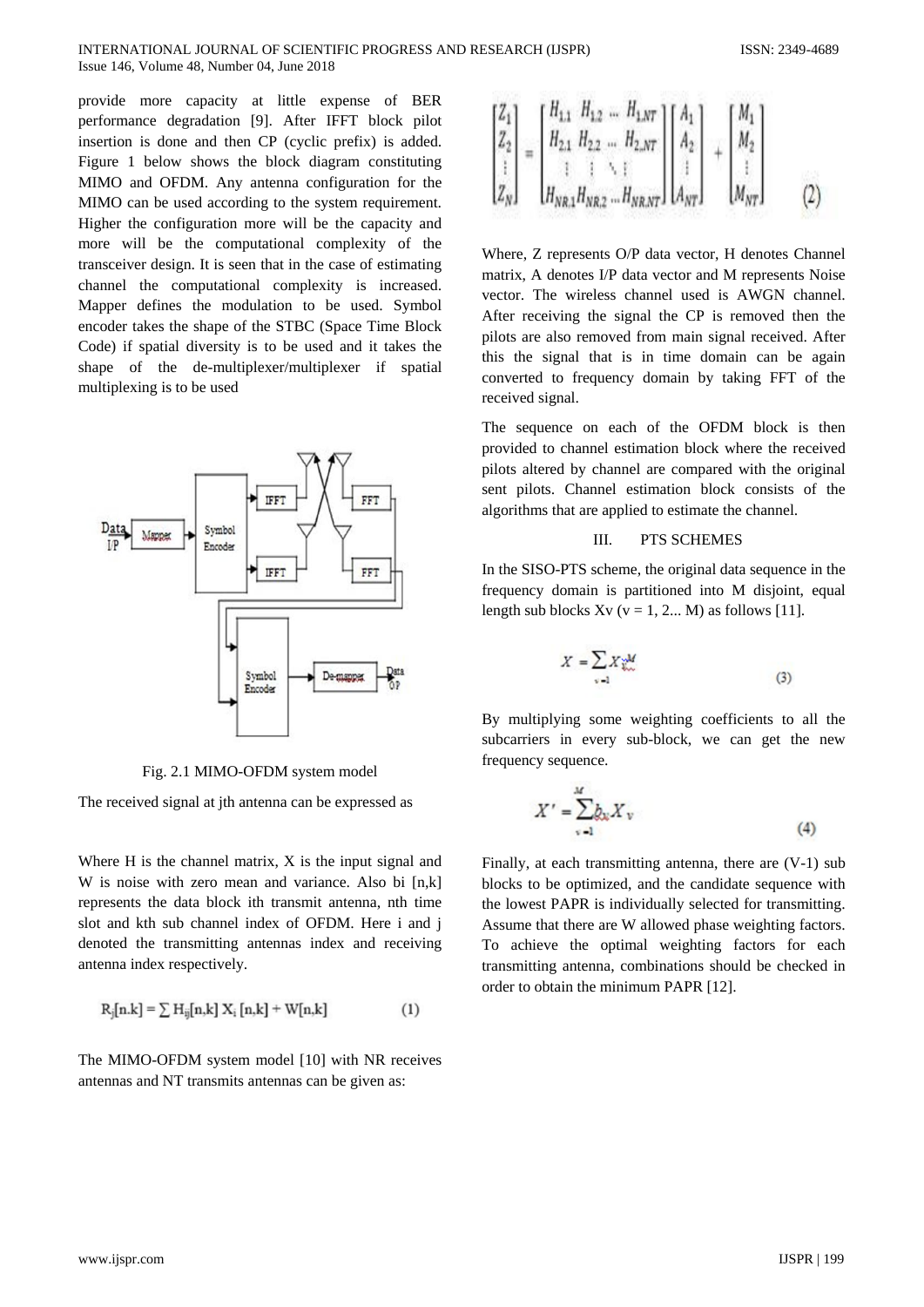provide more capacity at little expense of BER performance degradation [9]. After IFFT block pilot insertion is done and then CP (cyclic prefix) is added. Figure 1 below shows the block diagram constituting MIMO and OFDM. Any antenna configuration for the MIMO can be used according to the system requirement. Higher the configuration more will be the capacity and more will be the computational complexity of the transceiver design. It is seen that in the case of estimating channel the computational complexity is increased. Mapper defines the modulation to be used. Symbol encoder takes the shape of the STBC (Space Time Block Code) if spatial diversity is to be used and it takes the shape of the de-multiplexer/multiplexer if spatial multiplexing is to be used

Fig. 2.1 MIMO-OFDM system model

The received signal at jth antenna can be expressed as

Where H is the channel matrix, X is the input signal and W is noise with zero mean and variance. Also bi [n,k] represents the data block ith transmit antenna, nth time slot and kth sub channel index of OFDM. Here i and j denoted the transmitting antennas index and receiving antenna index respectively.

$$R_j[n.k] = \sum H_{ij}[n,k]\, X_i\,[n,k] + W[n,k] \qquad (1)$$

The MIMO-OFDM system model [10] with NR receives antennas and NT transmits antennas can be given as:

$$\begin{bmatrix} Z_1 \\ Z_2 \\ \vdots \\ Z_N \end{bmatrix} = \begin{bmatrix} H_{1,1} & H_{1,2} & \cdots & H_{1,NT} \\ H_{2,1} & H_{2,2} & \cdots & H_{2,NT} \\ \vdots & \vdots & \ddots & \vdots \\ H_{NR,1} & H_{NR,2} & \cdots & H_{NR,NT} \end{bmatrix} \begin{bmatrix} A_1 \\ A_2 \\ \vdots \\ A_{NT} \end{bmatrix} + \begin{bmatrix} M_1 \\ M_2 \\ \vdots \\ M_{NT} \end{bmatrix} \qquad (2)$$

Where, Z represents O/P data vector, H denotes Channel matrix, A denotes I/P data vector and M represents Noise vector. The wireless channel used is AWGN channel. After receiving the signal the CP is removed then the pilots are also removed from main signal received. After this the signal that is in time domain can be again converted to frequency domain by taking FFT of the received signal.

The sequence on each of the OFDM block is then provided to channel estimation block where the received pilots altered by channel are compared with the original sent pilots. Channel estimation block consists of the algorithms that are applied to estimate the channel.

## III. PTS SCHEMES

In the SISO-PTS scheme, the original data sequence in the frequency domain is partitioned into M disjoint, equal length sub blocks Xv (v = 1, 2... M) as follows [11].

$$X = \sum_{v=1} X_v^M \qquad (3)$$

By multiplying some weighting coefficients to all the subcarriers in every sub-block, we can get the new frequency sequence.

$$X' = \sum_{v=1}^{M} b_v X_v \qquad (4)$$

Finally, at each transmitting antenna, there are (V-1) sub blocks to be optimized, and the candidate sequence with the lowest PAPR is individually selected for transmitting. Assume that there are W allowed phase weighting factors. To achieve the optimal weighting factors for each transmitting antenna, combinations should be checked in order to obtain the minimum PAPR [12].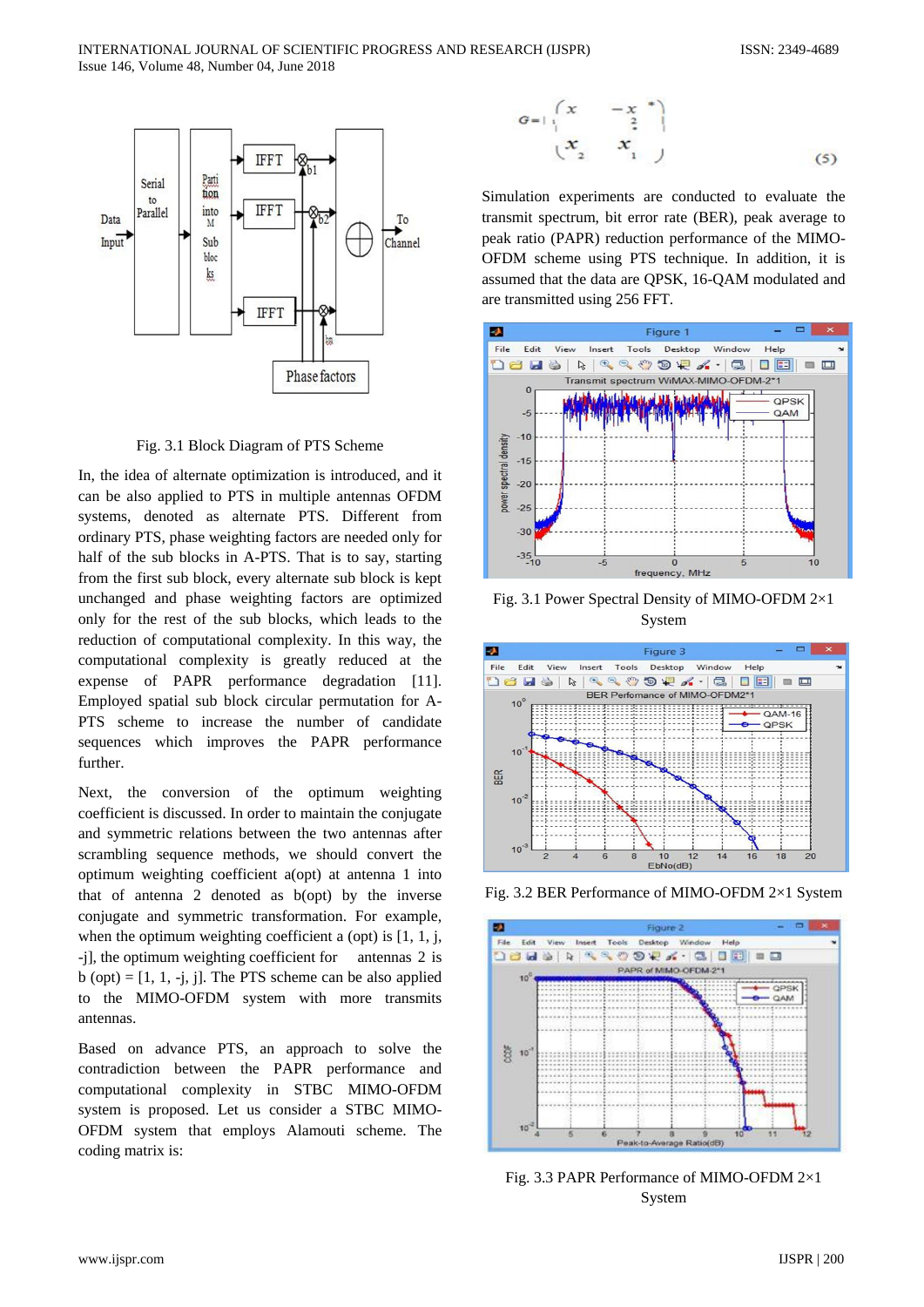Fig. 3.1 Block Diagram of PTS Scheme

In, the idea of alternate optimization is introduced, and it can be also applied to PTS in multiple antennas OFDM systems, denoted as alternate PTS. Different from ordinary PTS, phase weighting factors are needed only for half of the sub blocks in A-PTS. That is to say, starting from the first sub block, every alternate sub block is kept unchanged and phase weighting factors are optimized only for the rest of the sub blocks, which leads to the reduction of computational complexity. In this way, the computational complexity is greatly reduced at the expense of PAPR performance degradation [11]. Employed spatial sub block circular permutation for A-PTS scheme to increase the number of candidate sequences which improves the PAPR performance further.

Next, the conversion of the optimum weighting coefficient is discussed. In order to maintain the conjugate and symmetric relations between the two antennas after scrambling sequence methods, we should convert the optimum weighting coefficient a(opt) at antenna 1 into that of antenna 2 denoted as b(opt) by the inverse conjugate and symmetric transformation. For example, when the optimum weighting coefficient a (opt) is [1, 1, j, -j], the optimum weighting coefficient for antennas 2 is b (opt) = [1, 1, -j, j]. The PTS scheme can be also applied to the MIMO-OFDM system with more transmits antennas.

Based on advance PTS, an approach to solve the contradiction between the PAPR performance and computational complexity in STBC MIMO-OFDM system is proposed. Let us consider a STBC MIMO-OFDM system that employs Alamouti scheme. The coding matrix is:

$$G = \begin{pmatrix} x_1 & -x_2^* \\ x_2 & x_1^* \end{pmatrix} \tag{5}$$

Simulation experiments are conducted to evaluate the transmit spectrum, bit error rate (BER), peak average to peak ratio (PAPR) reduction performance of the MIMO-OFDM scheme using PTS technique. In addition, it is assumed that the data are QPSK, 16-QAM modulated and are transmitted using 256 FFT.

Fig. 3.1 Power Spectral Density of MIMO-OFDM 2×1 System

Fig. 3.2 BER Performance of MIMO-OFDM 2×1 System

Fig. 3.3 PAPR Performance of MIMO-OFDM 2×1 System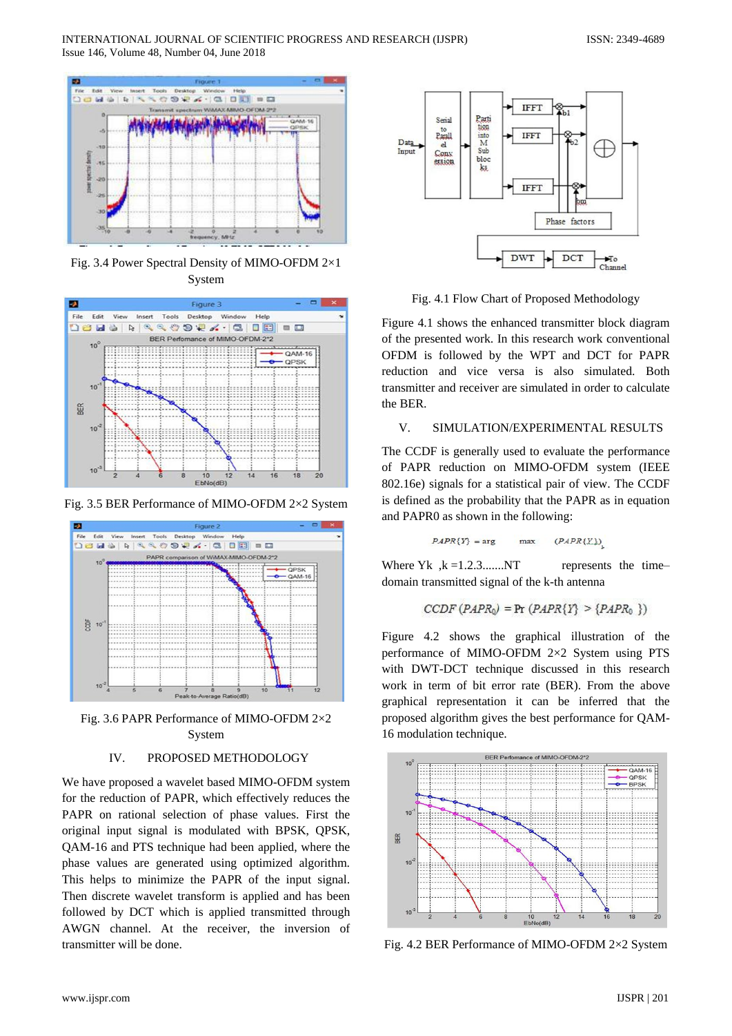Fig. 3.4 Power Spectral Density of MIMO-OFDM 2×1 System

Fig. 3.5 BER Performance of MIMO-OFDM 2×2 System

Fig. 3.6 PAPR Performance of MIMO-OFDM 2×2 System

## IV. PROPOSED METHODOLOGY

We have proposed a wavelet based MIMO-OFDM system for the reduction of PAPR, which effectively reduces the PAPR on rational selection of phase values. First the original input signal is modulated with BPSK, QPSK, QAM-16 and PTS technique had been applied, where the phase values are generated using optimized algorithm. This helps to minimize the PAPR of the input signal. Then discrete wavelet transform is applied and has been followed by DCT which is applied transmitted through AWGN channel. At the receiver, the inversion of transmitter will be done.

Fig. 4.1 Flow Chart of Proposed Methodology

Figure 4.1 shows the enhanced transmitter block diagram of the presented work. In this research work conventional OFDM is followed by the WPT and DCT for PAPR reduction and vice versa is also simulated. Both transmitter and receiver are simulated in order to calculate the BER.

## V. SIMULATION/EXPERIMENTAL RESULTS

The CCDF is generally used to evaluate the performance of PAPR reduction on MIMO-OFDM system (IEEE 802.16e) signals for a statistical pair of view. The CCDF is defined as the probability that the PAPR as in equation and PAPR0 as shown in the following:

$$PAPR\{Y\} = \arg \max_{k} (PAPR\{Y_k\})$$

Where Yk ,k =1.2.3.......NT represents the time–domain transmitted signal of the k-th antenna

$$CCDF\,(PAPR_0) = \Pr\,(PAPR\{Y\} > \{PAPR_0\})$$

Figure 4.2 shows the graphical illustration of the performance of MIMO-OFDM 2×2 System using PTS with DWT-DCT technique discussed in this research work in term of bit error rate (BER). From the above graphical representation it can be inferred that the proposed algorithm gives the best performance for QAM-16 modulation technique.

Fig. 4.2 BER Performance of MIMO-OFDM 2×2 System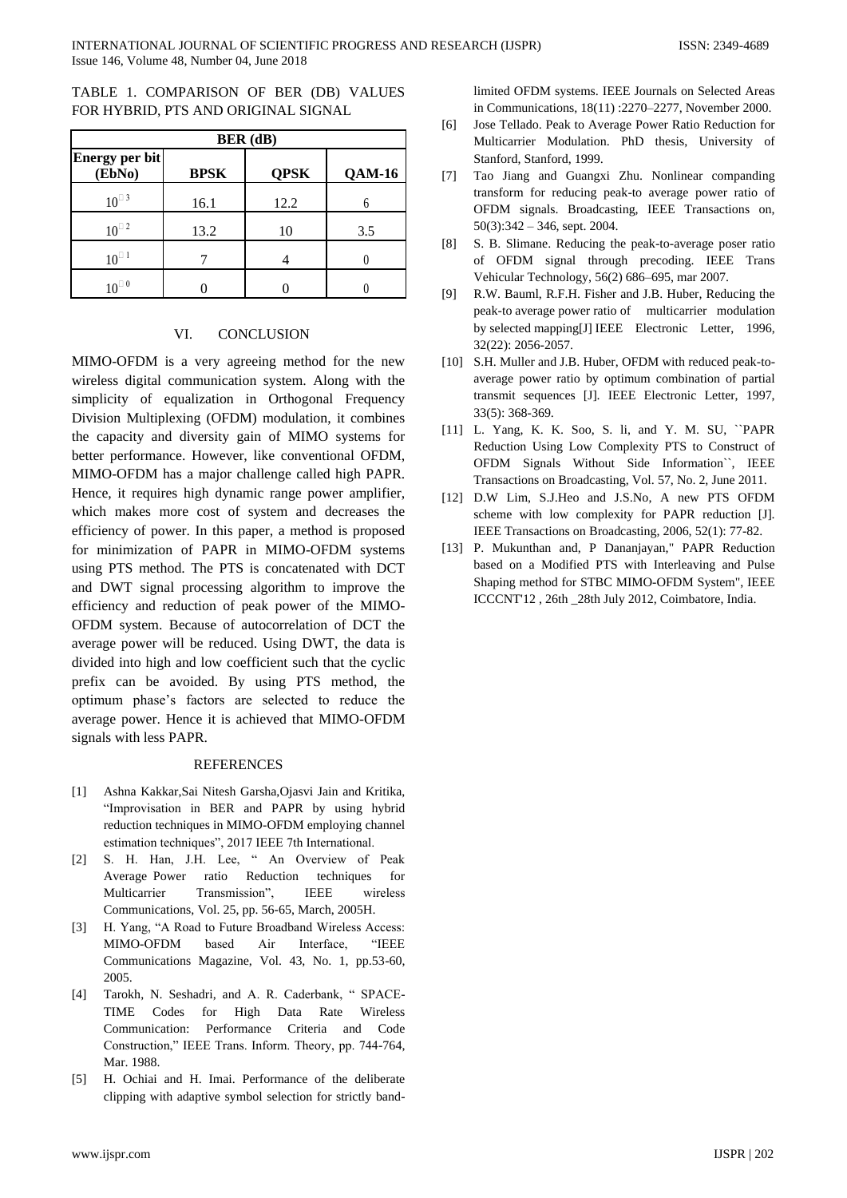TABLE 1. COMPARISON OF BER (DB) VALUES FOR HYBRID, PTS AND ORIGINAL SIGNAL

| BER (dB) | | | |
|---|---|---|---|
| **Energy per bit (EbNo)** | **BPSK** | **QPSK** | **QAM-16** |
| $10^{-3}$ | 16.1 | 12.2 | 6 |
| $10^{-2}$ | 13.2 | 10 | 3.5 |
| $10^{-1}$ | 7 | 4 | 0 |
| $10^{-0}$ | 0 | 0 | 0 |

## VI. CONCLUSION

MIMO-OFDM is a very agreeing method for the new wireless digital communication system. Along with the simplicity of equalization in Orthogonal Frequency Division Multiplexing (OFDM) modulation, it combines the capacity and diversity gain of MIMO systems for better performance. However, like conventional OFDM, MIMO-OFDM has a major challenge called high PAPR. Hence, it requires high dynamic range power amplifier, which makes more cost of system and decreases the efficiency of power. In this paper, a method is proposed for minimization of PAPR in MIMO-OFDM systems using PTS method. The PTS is concatenated with DCT and DWT signal processing algorithm to improve the efficiency and reduction of peak power of the MIMO-OFDM system. Because of autocorrelation of DCT the average power will be reduced. Using DWT, the data is divided into high and low coefficient such that the cyclic prefix can be avoided. By using PTS method, the optimum phase's factors are selected to reduce the average power. Hence it is achieved that MIMO-OFDM signals with less PAPR.

## REFERENCES

[1] Ashna Kakkar,Sai Nitesh Garsha,Ojasvi Jain and Kritika, "Improvisation in BER and PAPR by using hybrid reduction techniques in MIMO-OFDM employing channel estimation techniques", 2017 IEEE 7th International.

[2] S. H. Han, J.H. Lee, " An Overview of Peak Average Power ratio Reduction techniques for Multicarrier Transmission", IEEE wireless Communications, Vol. 25, pp. 56-65, March, 2005H.

[3] H. Yang, "A Road to Future Broadband Wireless Access: MIMO-OFDM based Air Interface, "IEEE Communications Magazine, Vol. 43, No. 1, pp.53-60, 2005.

[4] Tarokh, N. Seshadri, and A. R. Caderbank, " SPACE-TIME Codes for High Data Rate Wireless Communication: Performance Criteria and Code Construction," IEEE Trans. Inform. Theory, pp. 744-764, Mar. 1988.

[5] H. Ochiai and H. Imai. Performance of the deliberate clipping with adaptive symbol selection for strictly band-limited OFDM systems. IEEE Journals on Selected Areas in Communications, 18(11) :2270–2277, November 2000.

[6] Jose Tellado. Peak to Average Power Ratio Reduction for Multicarrier Modulation. PhD thesis, University of Stanford, Stanford, 1999.

[7] Tao Jiang and Guangxi Zhu. Nonlinear companding transform for reducing peak-to average power ratio of OFDM signals. Broadcasting, IEEE Transactions on, 50(3):342 – 346, sept. 2004.

[8] S. B. Slimane. Reducing the peak-to-average poser ratio of OFDM signal through precoding. IEEE Trans Vehicular Technology, 56(2) 686–695, mar 2007.

[9] R.W. Bauml, R.F.H. Fisher and J.B. Huber, Reducing the peak-to average power ratio of multicarrier modulation by selected mapping[J] IEEE Electronic Letter, 1996, 32(22): 2056-2057.

[10] S.H. Muller and J.B. Huber, OFDM with reduced peak-to-average power ratio by optimum combination of partial transmit sequences [J]. IEEE Electronic Letter, 1997, 33(5): 368-369.

[11] L. Yang, K. K. Soo, S. li, and Y. M. SU, ``PAPR Reduction Using Low Complexity PTS to Construct of OFDM Signals Without Side Information``, IEEE Transactions on Broadcasting, Vol. 57, No. 2, June 2011.

[12] D.W Lim, S.J.Heo and J.S.No, A new PTS OFDM scheme with low complexity for PAPR reduction [J]. IEEE Transactions on Broadcasting, 2006, 52(1): 77-82.

[13] P. Mukunthan and, P Dananjayan," PAPR Reduction based on a Modified PTS with Interleaving and Pulse Shaping method for STBC MIMO-OFDM System", IEEE ICCCNT'12 , 26th _28th July 2012, Coimbatore, India.